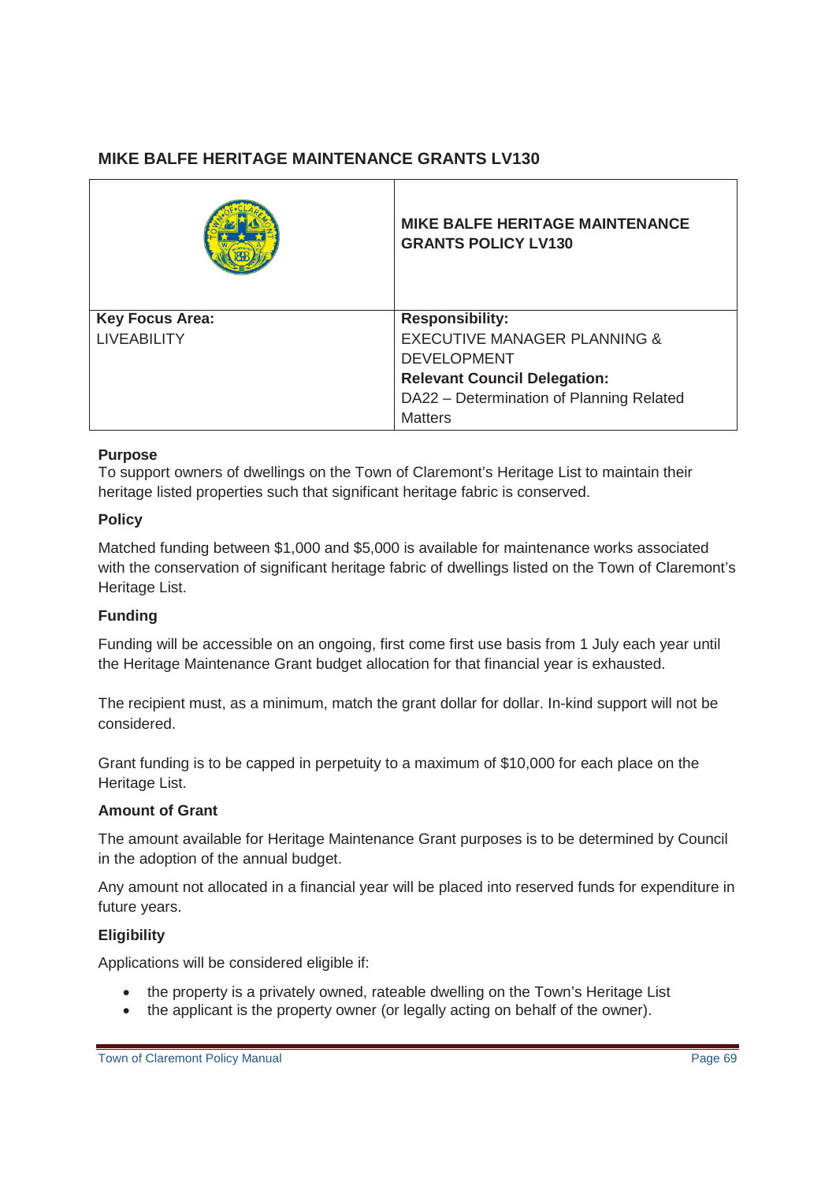## MIKE BALFE HERITAGE MAINTENANCE GRANTS LV130

| | **MIKE BALFE HERITAGE MAINTENANCE GRANTS POLICY LV130** |
| --- | --- |
| **Key Focus Area:**<br>LIVEABILITY | **Responsibility:**<br>EXECUTIVE MANAGER PLANNING & DEVELOPMENT<br>**Relevant Council Delegation:**<br>DA22 – Determination of Planning Related Matters |

### Purpose

To support owners of dwellings on the Town of Claremont's Heritage List to maintain their heritage listed properties such that significant heritage fabric is conserved.

### Policy

Matched funding between $1,000 and $5,000 is available for maintenance works associated with the conservation of significant heritage fabric of dwellings listed on the Town of Claremont's Heritage List.

### Funding

Funding will be accessible on an ongoing, first come first use basis from 1 July each year until the Heritage Maintenance Grant budget allocation for that financial year is exhausted.

The recipient must, as a minimum, match the grant dollar for dollar. In-kind support will not be considered.

Grant funding is to be capped in perpetuity to a maximum of $10,000 for each place on the Heritage List.

### Amount of Grant

The amount available for Heritage Maintenance Grant purposes is to be determined by Council in the adoption of the annual budget.

Any amount not allocated in a financial year will be placed into reserved funds for expenditure in future years.

### Eligibility

Applications will be considered eligible if:

- the property is a privately owned, rateable dwelling on the Town's Heritage List
- the applicant is the property owner (or legally acting on behalf of the owner).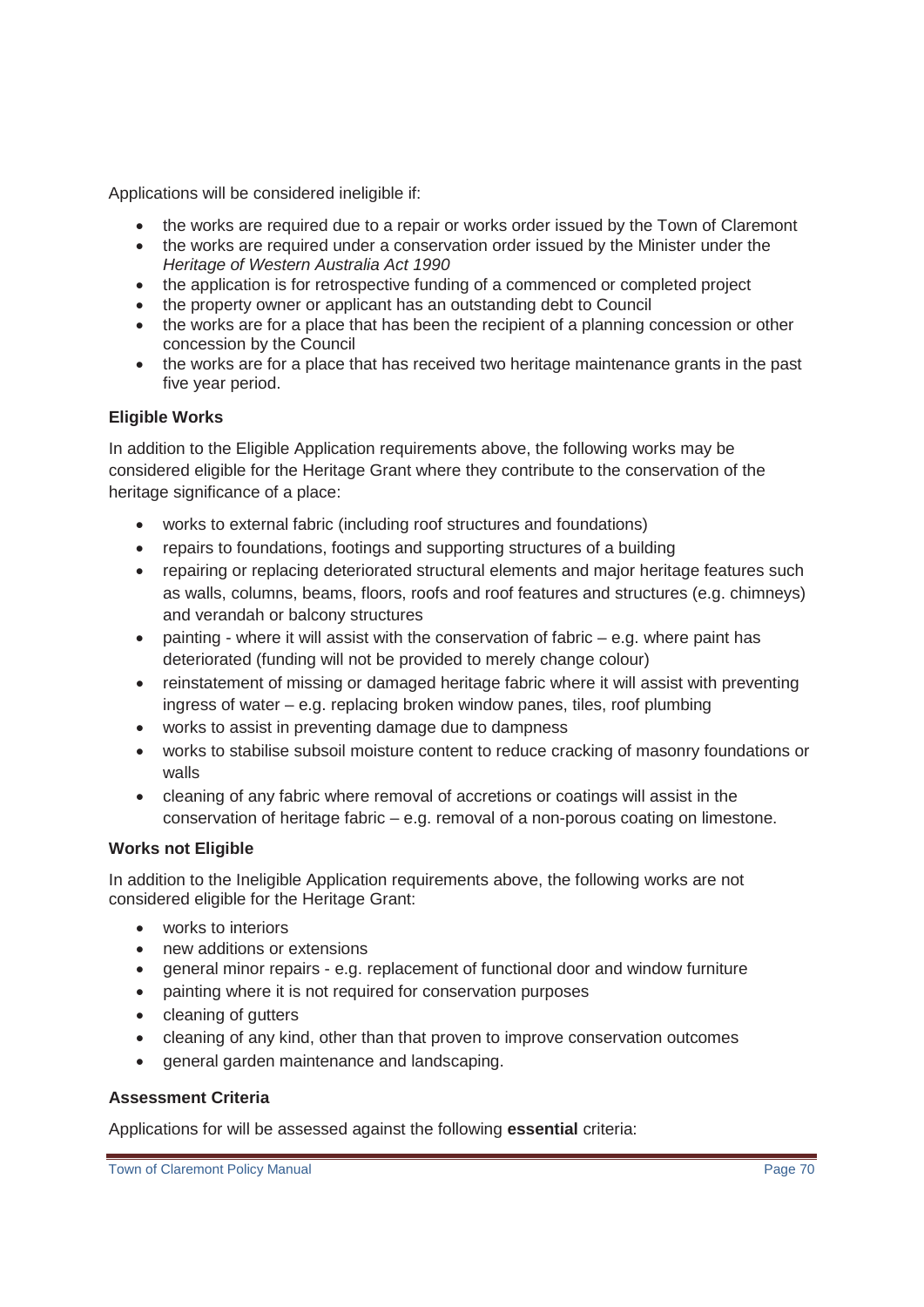Applications will be considered ineligible if:

- the works are required due to a repair or works order issued by the Town of Claremont
- the works are required under a conservation order issued by the Minister under the *Heritage of Western Australia Act 1990*
- the application is for retrospective funding of a commenced or completed project
- the property owner or applicant has an outstanding debt to Council
- the works are for a place that has been the recipient of a planning concession or other concession by the Council
- the works are for a place that has received two heritage maintenance grants in the past five year period.

**Eligible Works**

In addition to the Eligible Application requirements above, the following works may be considered eligible for the Heritage Grant where they contribute to the conservation of the heritage significance of a place:

- works to external fabric (including roof structures and foundations)
- repairs to foundations, footings and supporting structures of a building
- repairing or replacing deteriorated structural elements and major heritage features such as walls, columns, beams, floors, roofs and roof features and structures (e.g. chimneys) and verandah or balcony structures
- painting - where it will assist with the conservation of fabric – e.g. where paint has deteriorated (funding will not be provided to merely change colour)
- reinstatement of missing or damaged heritage fabric where it will assist with preventing ingress of water – e.g. replacing broken window panes, tiles, roof plumbing
- works to assist in preventing damage due to dampness
- works to stabilise subsoil moisture content to reduce cracking of masonry foundations or walls
- cleaning of any fabric where removal of accretions or coatings will assist in the conservation of heritage fabric – e.g. removal of a non-porous coating on limestone.

**Works not Eligible**

In addition to the Ineligible Application requirements above, the following works are not considered eligible for the Heritage Grant:

- works to interiors
- new additions or extensions
- general minor repairs - e.g. replacement of functional door and window furniture
- painting where it is not required for conservation purposes
- cleaning of gutters
- cleaning of any kind, other than that proven to improve conservation outcomes
- general garden maintenance and landscaping.

**Assessment Criteria**

Applications for will be assessed against the following **essential** criteria: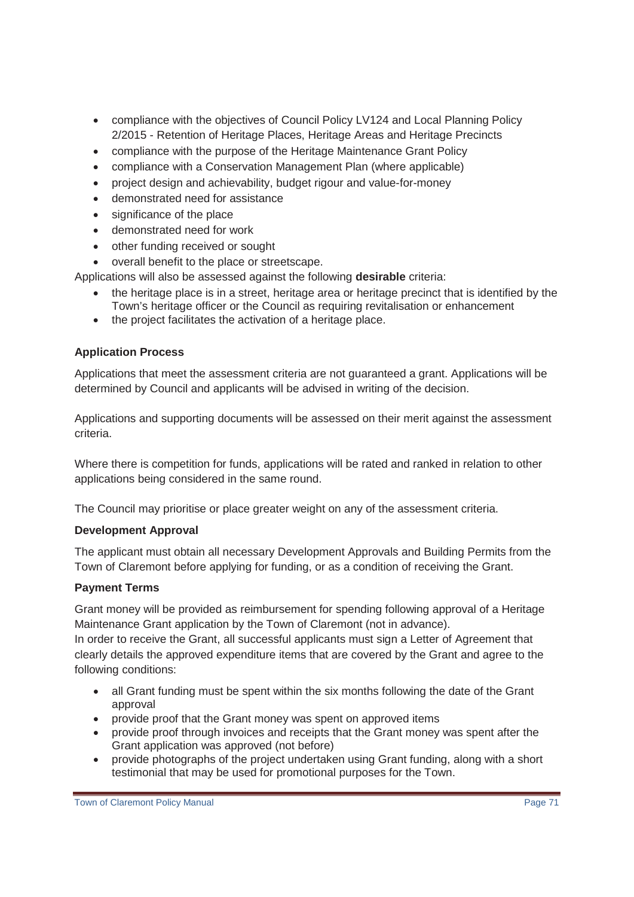- compliance with the objectives of Council Policy LV124 and Local Planning Policy 2/2015 - Retention of Heritage Places, Heritage Areas and Heritage Precincts
- compliance with the purpose of the Heritage Maintenance Grant Policy
- compliance with a Conservation Management Plan (where applicable)
- project design and achievability, budget rigour and value-for-money
- demonstrated need for assistance
- significance of the place
- demonstrated need for work
- other funding received or sought
- overall benefit to the place or streetscape.

Applications will also be assessed against the following **desirable** criteria:

- the heritage place is in a street, heritage area or heritage precinct that is identified by the Town's heritage officer or the Council as requiring revitalisation or enhancement
- the project facilitates the activation of a heritage place.

**Application Process**

Applications that meet the assessment criteria are not guaranteed a grant. Applications will be determined by Council and applicants will be advised in writing of the decision.

Applications and supporting documents will be assessed on their merit against the assessment criteria.

Where there is competition for funds, applications will be rated and ranked in relation to other applications being considered in the same round.

The Council may prioritise or place greater weight on any of the assessment criteria.

**Development Approval**

The applicant must obtain all necessary Development Approvals and Building Permits from the Town of Claremont before applying for funding, or as a condition of receiving the Grant.

**Payment Terms**

Grant money will be provided as reimbursement for spending following approval of a Heritage Maintenance Grant application by the Town of Claremont (not in advance).
In order to receive the Grant, all successful applicants must sign a Letter of Agreement that clearly details the approved expenditure items that are covered by the Grant and agree to the following conditions:

- all Grant funding must be spent within the six months following the date of the Grant approval
- provide proof that the Grant money was spent on approved items
- provide proof through invoices and receipts that the Grant money was spent after the Grant application was approved (not before)
- provide photographs of the project undertaken using Grant funding, along with a short testimonial that may be used for promotional purposes for the Town.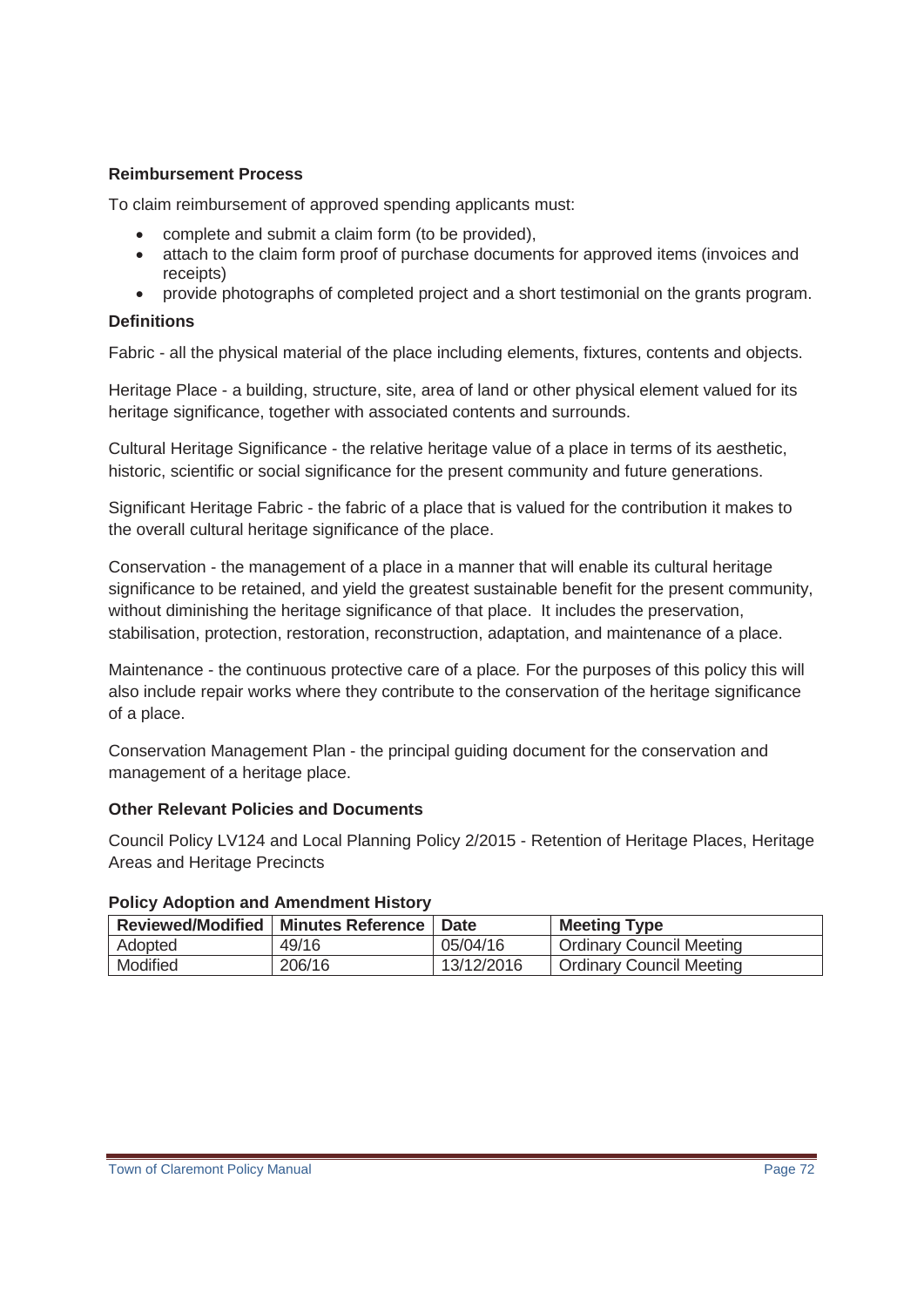**Reimbursement Process**

To claim reimbursement of approved spending applicants must:

- complete and submit a claim form (to be provided),
- attach to the claim form proof of purchase documents for approved items (invoices and receipts)
- provide photographs of completed project and a short testimonial on the grants program.

**Definitions**

Fabric - all the physical material of the place including elements, fixtures, contents and objects.

Heritage Place - a building, structure, site, area of land or other physical element valued for its heritage significance, together with associated contents and surrounds.

Cultural Heritage Significance - the relative heritage value of a place in terms of its aesthetic, historic, scientific or social significance for the present community and future generations.

Significant Heritage Fabric - the fabric of a place that is valued for the contribution it makes to the overall cultural heritage significance of the place.

Conservation - the management of a place in a manner that will enable its cultural heritage significance to be retained, and yield the greatest sustainable benefit for the present community, without diminishing the heritage significance of that place. It includes the preservation, stabilisation, protection, restoration, reconstruction, adaptation, and maintenance of a place.

Maintenance - the continuous protective care of a place. For the purposes of this policy this will also include repair works where they contribute to the conservation of the heritage significance of a place.

Conservation Management Plan - the principal guiding document for the conservation and management of a heritage place.

**Other Relevant Policies and Documents**

Council Policy LV124 and Local Planning Policy 2/2015 - Retention of Heritage Places, Heritage Areas and Heritage Precincts

**Policy Adoption and Amendment History**

| Reviewed/Modified | Minutes Reference | Date | Meeting Type |
|---|---|---|---|
| Adopted | 49/16 | 05/04/16 | Ordinary Council Meeting |
| Modified | 206/16 | 13/12/2016 | Ordinary Council Meeting |